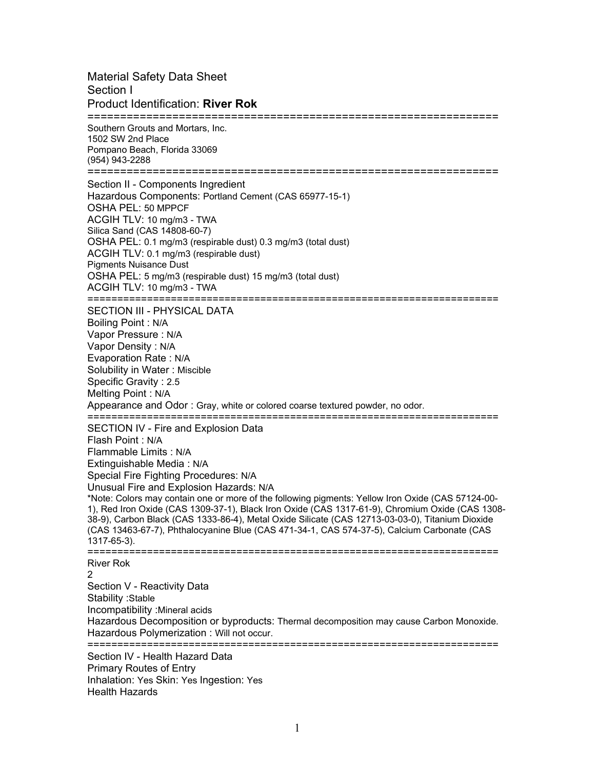# Material Safety Data Sheet

## Section I

## Product Identification: **River Rok**

====================================================================

Southern Grouts and Mortars, Inc.
1502 SW 2nd Place
Pompano Beach, Florida 33069
(954) 943-2288

====================================================================

## Section II - Components Ingredient

Hazardous Components: Portland Cement (CAS 65977-15-1)
OSHA PEL: 50 MPPCF
ACGIH TLV: 10 mg/m3 - TWA
Silica Sand (CAS 14808-60-7)
OSHA PEL: 0.1 mg/m3 (respirable dust) 0.3 mg/m3 (total dust)
ACGIH TLV: 0.1 mg/m3 (respirable dust)
Pigments Nuisance Dust
OSHA PEL: 5 mg/m3 (respirable dust) 15 mg/m3 (total dust)
ACGIH TLV: 10 mg/m3 - TWA

====================================================================

## SECTION III - PHYSICAL DATA

Boiling Point : N/A
Vapor Pressure : N/A
Vapor Density : N/A
Evaporation Rate : N/A
Solubility in Water : Miscible
Specific Gravity : 2.5
Melting Point : N/A
Appearance and Odor : Gray, white or colored coarse textured powder, no odor.

====================================================================

## SECTION IV - Fire and Explosion Data

Flash Point : N/A
Flammable Limits : N/A
Extinguishable Media : N/A
Special Fire Fighting Procedures: N/A
Unusual Fire and Explosion Hazards: N/A

*Note: Colors may contain one or more of the following pigments: Yellow Iron Oxide (CAS 57124-00-1), Red Iron Oxide (CAS 1309-37-1), Black Iron Oxide (CAS 1317-61-9), Chromium Oxide (CAS 1308-38-9), Carbon Black (CAS 1333-86-4), Metal Oxide Silicate (CAS 12713-03-03-0), Titanium Dioxide (CAS 13463-67-7), Phthalocyanine Blue (CAS 471-34-1, CAS 574-37-5), Calcium Carbonate (CAS 1317-65-3).

====================================================================

River Rok
2

## Section V - Reactivity Data

Stability :Stable
Incompatibility :Mineral acids
Hazardous Decomposition or byproducts: Thermal decomposition may cause Carbon Monoxide.
Hazardous Polymerization : Will not occur.

====================================================================

## Section IV - Health Hazard Data

Primary Routes of Entry
Inhalation: Yes Skin: Yes Ingestion: Yes
Health Hazards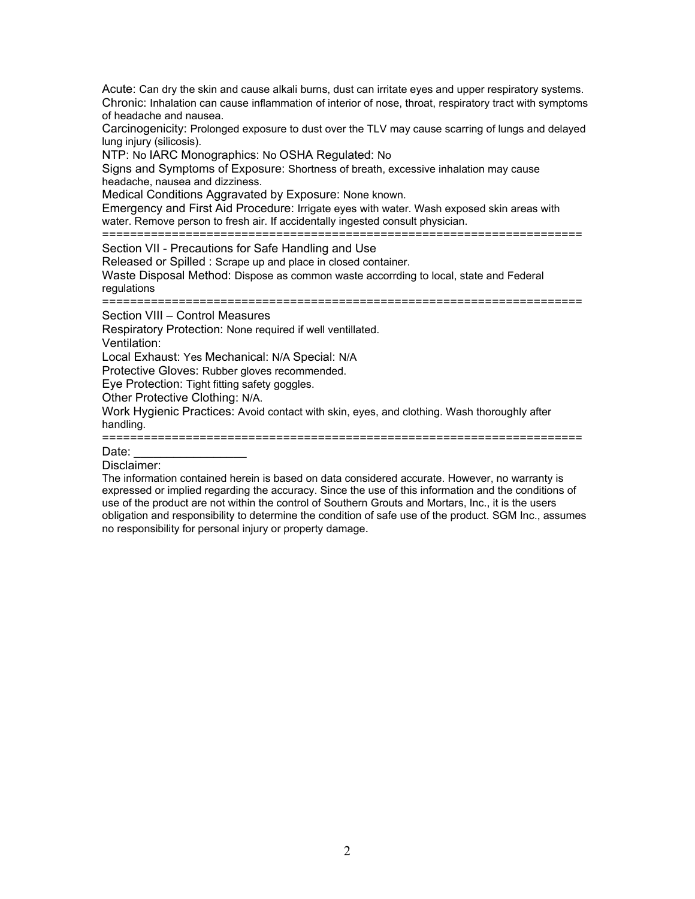Acute: Can dry the skin and cause alkali burns, dust can irritate eyes and upper respiratory systems.
Chronic: Inhalation can cause inflammation of interior of nose, throat, respiratory tract with symptoms of headache and nausea.
Carcinogenicity: Prolonged exposure to dust over the TLV may cause scarring of lungs and delayed lung injury (silicosis).
NTP: No IARC Monographics: No OSHA Regulated: No
Signs and Symptoms of Exposure: Shortness of breath, excessive inhalation may cause headache, nausea and dizziness.
Medical Conditions Aggravated by Exposure: None known.
Emergency and First Aid Procedure: Irrigate eyes with water. Wash exposed skin areas with water. Remove person to fresh air. If accidentally ingested consult physician.

====================================================================

## Section VII - Precautions for Safe Handling and Use

Released or Spilled : Scrape up and place in closed container.
Waste Disposal Method: Dispose as common waste accorrding to local, state and Federal regulations

====================================================================

## Section VIII – Control Measures

Respiratory Protection: None required if well ventillated.
Ventilation:
Local Exhaust: Yes Mechanical: N/A Special: N/A
Protective Gloves: Rubber gloves recommended.
Eye Protection: Tight fitting safety goggles.
Other Protective Clothing: N/A.
Work Hygienic Practices: Avoid contact with skin, eyes, and clothing. Wash thoroughly after handling.

====================================================================

Date: _________________

Disclaimer:
The information contained herein is based on data considered accurate. However, no warranty is expressed or implied regarding the accuracy. Since the use of this information and the conditions of use of the product are not within the control of Southern Grouts and Mortars, Inc., it is the users obligation and responsibility to determine the condition of safe use of the product. SGM Inc., assumes no responsibility for personal injury or property damage.